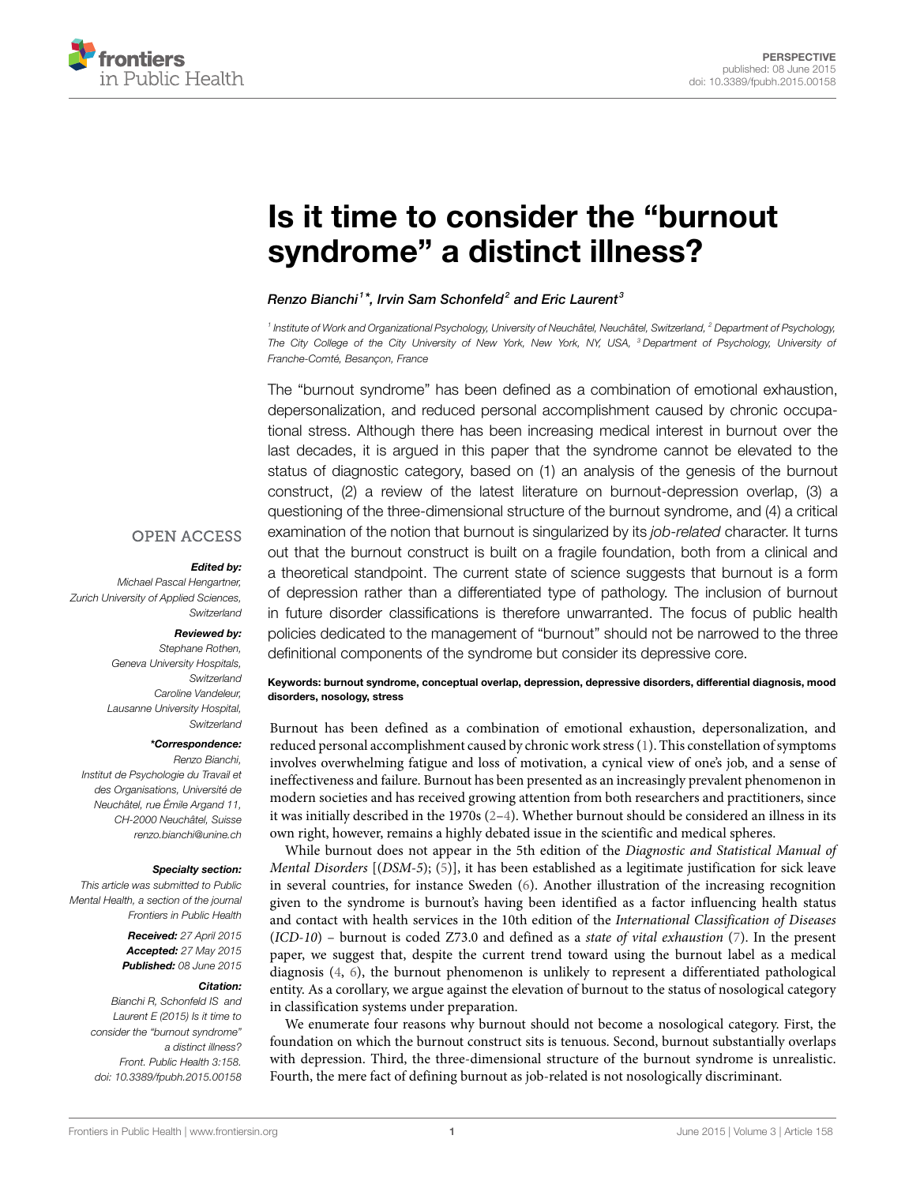PERSPECTIVE
published: 08 June 2015
doi: 10.3389/fpubh.2015.00158

# Is it time to consider the "burnout syndrome" a distinct illness?

*Renzo Bianchi[1]\*, Irvin Sam Schonfeld[2] and Eric Laurent[3]*

[1] Institute of Work and Organizational Psychology, University of Neuchâtel, Neuchâtel, Switzerland, [2] Department of Psychology, The City College of the City University of New York, New York, NY, USA, [3] Department of Psychology, University of Franche-Comté, Besançon, France

The "burnout syndrome" has been defined as a combination of emotional exhaustion, depersonalization, and reduced personal accomplishment caused by chronic occupational stress. Although there has been increasing medical interest in burnout over the last decades, it is argued in this paper that the syndrome cannot be elevated to the status of diagnostic category, based on (1) an analysis of the genesis of the burnout construct, (2) a review of the latest literature on burnout-depression overlap, (3) a questioning of the three-dimensional structure of the burnout syndrome, and (4) a critical examination of the notion that burnout is singularized by its *job-related* character. It turns out that the burnout construct is built on a fragile foundation, both from a clinical and a theoretical standpoint. The current state of science suggests that burnout is a form of depression rather than a differentiated type of pathology. The inclusion of burnout in future disorder classifications is therefore unwarranted. The focus of public health policies dedicated to the management of "burnout" should not be narrowed to the three definitional components of the syndrome but consider its depressive core.

**Keywords: burnout syndrome, conceptual overlap, depression, depressive disorders, differential diagnosis, mood disorders, nosology, stress**

OPEN ACCESS

***Edited by:***
Michael Pascal Hengartner, Zurich University of Applied Sciences, Switzerland

***Reviewed by:***
Stephane Rothen, Geneva University Hospitals, Switzerland
Caroline Vandeleur, Lausanne University Hospital, Switzerland

***\*Correspondence:***
Renzo Bianchi, Institut de Psychologie du Travail et des Organisations, Université de Neuchâtel, rue Émile Argand 11, CH-2000 Neuchâtel, Suisse
renzo.bianchi@unine.ch

***Specialty section:***
This article was submitted to Public Mental Health, a section of the journal Frontiers in Public Health

***Received:*** 27 April 2015
***Accepted:*** 27 May 2015
***Published:*** 08 June 2015

***Citation:***
Bianchi R, Schonfeld IS and Laurent E (2015) Is it time to consider the "burnout syndrome" a distinct illness? Front. Public Health 3:158. doi: 10.3389/fpubh.2015.00158

Burnout has been defined as a combination of emotional exhaustion, depersonalization, and reduced personal accomplishment caused by chronic work stress (1). This constellation of symptoms involves overwhelming fatigue and loss of motivation, a cynical view of one's job, and a sense of ineffectiveness and failure. Burnout has been presented as an increasingly prevalent phenomenon in modern societies and has received growing attention from both researchers and practitioners, since it was initially described in the 1970s (2–4). Whether burnout should be considered an illness in its own right, however, remains a highly debated issue in the scientific and medical spheres.

While burnout does not appear in the 5th edition of the *Diagnostic and Statistical Manual of Mental Disorders* [(*DSM-5*); (5)], it has been established as a legitimate justification for sick leave in several countries, for instance Sweden (6). Another illustration of the increasing recognition given to the syndrome is burnout's having been identified as a factor influencing health status and contact with health services in the 10th edition of the *International Classification of Diseases* (*ICD-10*) – burnout is coded Z73.0 and defined as a *state of vital exhaustion* (7). In the present paper, we suggest that, despite the current trend toward using the burnout label as a medical diagnosis (4, 6), the burnout phenomenon is unlikely to represent a differentiated pathological entity. As a corollary, we argue against the elevation of burnout to the status of nosological category in classification systems under preparation.

We enumerate four reasons why burnout should not become a nosological category. First, the foundation on which the burnout construct sits is tenuous. Second, burnout substantially overlaps with depression. Third, the three-dimensional structure of the burnout syndrome is unrealistic. Fourth, the mere fact of defining burnout as job-related is not nosologically discriminant.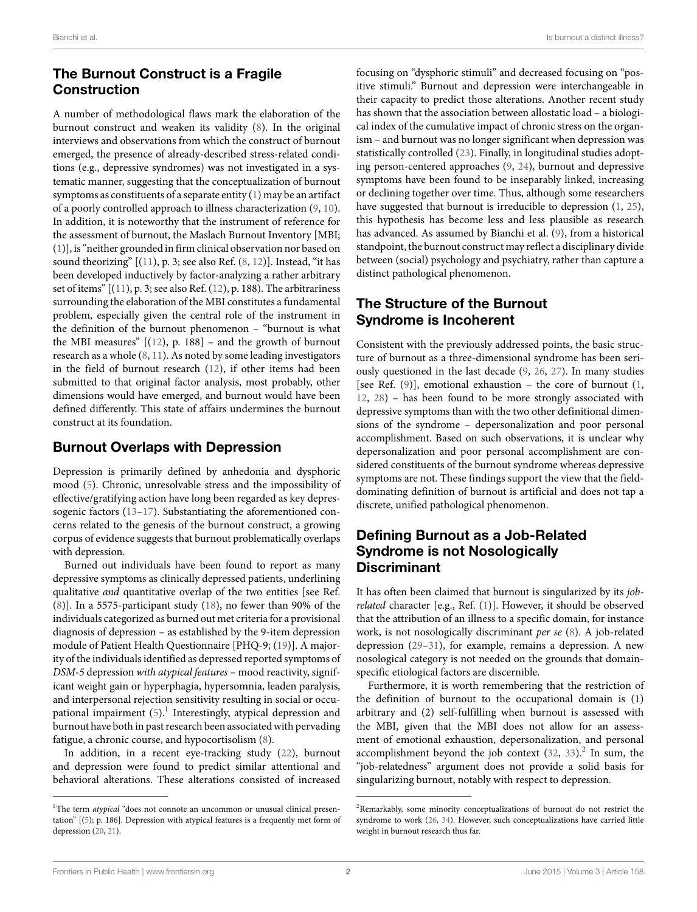## The Burnout Construct is a Fragile Construction

A number of methodological flaws mark the elaboration of the burnout construct and weaken its validity (8). In the original interviews and observations from which the construct of burnout emerged, the presence of already-described stress-related conditions (e.g., depressive syndromes) was not investigated in a systematic manner, suggesting that the conceptualization of burnout symptoms as constituents of a separate entity (1) may be an artifact of a poorly controlled approach to illness characterization (9, 10). In addition, it is noteworthy that the instrument of reference for the assessment of burnout, the Maslach Burnout Inventory [MBI; (1)], is "neither grounded in firm clinical observation nor based on sound theorizing" [(11), p. 3; see also Ref. (8, 12)]. Instead, "it has been developed inductively by factor-analyzing a rather arbitrary set of items" [(11), p. 3; see also Ref. (12), p. 188). The arbitrariness surrounding the elaboration of the MBI constitutes a fundamental problem, especially given the central role of the instrument in the definition of the burnout phenomenon – "burnout is what the MBI measures" [(12), p. 188] – and the growth of burnout research as a whole (8, 11). As noted by some leading investigators in the field of burnout research (12), if other items had been submitted to that original factor analysis, most probably, other dimensions would have emerged, and burnout would have been defined differently. This state of affairs undermines the burnout construct at its foundation.

## Burnout Overlaps with Depression

Depression is primarily defined by anhedonia and dysphoric mood (5). Chronic, unresolvable stress and the impossibility of effective/gratifying action have long been regarded as key depressogenic factors (13–17). Substantiating the aforementioned concerns related to the genesis of the burnout construct, a growing corpus of evidence suggests that burnout problematically overlaps with depression.

Burned out individuals have been found to report as many depressive symptoms as clinically depressed patients, underlining qualitative *and* quantitative overlap of the two entities [see Ref. (8)]. In a 5575-participant study (18), no fewer than 90% of the individuals categorized as burned out met criteria for a provisional diagnosis of depression – as established by the 9-item depression module of Patient Health Questionnaire [PHQ-9; (19)]. A majority of the individuals identified as depressed reported symptoms of *DSM-5* depression *with atypical features* – mood reactivity, significant weight gain or hyperphagia, hypersomnia, leaden paralysis, and interpersonal rejection sensitivity resulting in social or occupational impairment (5).[1] Interestingly, atypical depression and burnout have both in past research been associated with pervading fatigue, a chronic course, and hypocortisolism (8).

In addition, in a recent eye-tracking study (22), burnout and depression were found to predict similar attentional and behavioral alterations. These alterations consisted of increased focusing on "dysphoric stimuli" and decreased focusing on "positive stimuli." Burnout and depression were interchangeable in their capacity to predict those alterations. Another recent study has shown that the association between allostatic load – a biological index of the cumulative impact of chronic stress on the organism – and burnout was no longer significant when depression was statistically controlled (23). Finally, in longitudinal studies adopting person-centered approaches (9, 24), burnout and depressive symptoms have been found to be inseparably linked, increasing or declining together over time. Thus, although some researchers have suggested that burnout is irreducible to depression (1, 25), this hypothesis has become less and less plausible as research has advanced. As assumed by Bianchi et al. (9), from a historical standpoint, the burnout construct may reflect a disciplinary divide between (social) psychology and psychiatry, rather than capture a distinct pathological phenomenon.

## The Structure of the Burnout Syndrome is Incoherent

Consistent with the previously addressed points, the basic structure of burnout as a three-dimensional syndrome has been seriously questioned in the last decade (9, 26, 27). In many studies [see Ref. (9)], emotional exhaustion – the core of burnout (1, 12, 28) – has been found to be more strongly associated with depressive symptoms than with the two other definitional dimensions of the syndrome – depersonalization and poor personal accomplishment. Based on such observations, it is unclear why depersonalization and poor personal accomplishment are considered constituents of the burnout syndrome whereas depressive symptoms are not. These findings support the view that the field-dominating definition of burnout is artificial and does not tap a discrete, unified pathological phenomenon.

## Defining Burnout as a Job-Related Syndrome is not Nosologically Discriminant

It has often been claimed that burnout is singularized by its *job-related* character [e.g., Ref. (1)]. However, it should be observed that the attribution of an illness to a specific domain, for instance work, is not nosologically discriminant *per se* (8). A job-related depression (29–31), for example, remains a depression. A new nosological category is not needed on the grounds that domain-specific etiological factors are discernible.

Furthermore, it is worth remembering that the restriction of the definition of burnout to the occupational domain is (1) arbitrary and (2) self-fulfilling when burnout is assessed with the MBI, given that the MBI does not allow for an assessment of emotional exhaustion, depersonalization, and personal accomplishment beyond the job context (32, 33).[2] In sum, the "job-relatedness" argument does not provide a solid basis for singularizing burnout, notably with respect to depression.

---

[1] The term *atypical* "does not connote an uncommon or unusual clinical presentation" [(5); p. 186]. Depression with atypical features is a frequently met form of depression (20, 21).

[2] Remarkably, some minority conceptualizations of burnout do not restrict the syndrome to work (26, 34). However, such conceptualizations have carried little weight in burnout research thus far.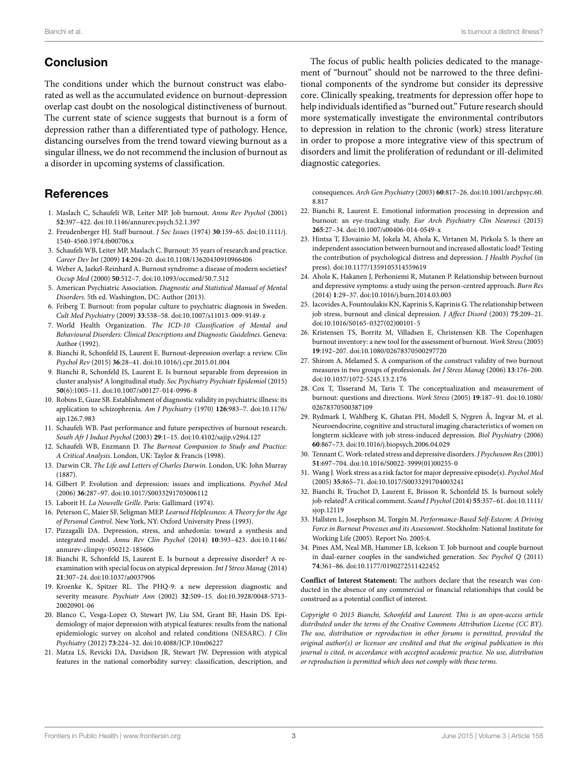## Conclusion

The conditions under which the burnout construct was elaborated as well as the accumulated evidence on burnout-depression overlap cast doubt on the nosological distinctiveness of burnout. The current state of science suggests that burnout is a form of depression rather than a differentiated type of pathology. Hence, distancing ourselves from the trend toward viewing burnout as a singular illness, we do not recommend the inclusion of burnout as a disorder in upcoming systems of classification.

The focus of public health policies dedicated to the management of "burnout" should not be narrowed to the three definitional components of the syndrome but consider its depressive core. Clinically speaking, treatments for depression offer hope to help individuals identified as "burned out." Future research should more systematically investigate the environmental contributors to depression in relation to the chronic (work) stress literature in order to propose a more integrative view of this spectrum of disorders and limit the proliferation of redundant or ill-delimited diagnostic categories.

## References

1. Maslach C, Schaufeli WB, Leiter MP. Job burnout. *Annu Rev Psychol* (2001) **52**:397–422. doi:10.1146/annurev.psych.52.1.397
2. Freudenberger HJ. Staff burnout. *J Soc Issues* (1974) **30**:159–65. doi:10.1111/j.1540-4560.1974.tb00706.x
3. Schaufeli WB, Leiter MP, Maslach C. Burnout: 35 years of research and practice. *Career Dev Int* (2009) **14**:204–20. doi:10.1108/13620430910966406
4. Weber A, Jaekel-Reinhard A. Burnout syndrome: a disease of modern societies? *Occup Med* (2000) **50**:512–7. doi:10.1093/occmed/50.7.512
5. American Psychiatric Association. *Diagnostic and Statistical Manual of Mental Disorders*. 5th ed. Washington, DC: Author (2013).
6. Friberg T. Burnout: from popular culture to psychiatric diagnosis in Sweden. *Cult Med Psychiatry* (2009) **33**:538–58. doi:10.1007/s11013-009-9149-z
7. World Health Organization. *The ICD-10 Classification of Mental and Behavioural Disorders: Clinical Descriptions and Diagnostic Guidelines*. Geneva: Author (1992).
8. Bianchi R, Schonfeld IS, Laurent E. Burnout-depression overlap: a review. *Clin Psychol Rev* (2015) **36**:28–41. doi:10.1016/j.cpr.2015.01.004
9. Bianchi R, Schonfeld IS, Laurent E. Is burnout separable from depression in cluster analysis? A longitudinal study. *Soc Psychiatry Psychiatr Epidemiol* (2015) **50**(6):1005–11. doi:10.1007/s00127-014-0996-8
10. Robins E, Guze SB. Establishment of diagnostic validity in psychiatric illness: its application to schizophrenia. *Am J Psychiatry* (1970) **126**:983–7. doi:10.1176/ajp.126.7.983
11. Schaufeli WB. Past performance and future perspectives of burnout research. *South Afr J Indust Psychol* (2003) **29**:1–15. doi:10.4102/sajip.v29i4.127
12. Schaufeli WB, Enzmann D. *The Burnout Companion to Study and Practice: A Critical Analysis*. London, UK: Taylor & Francis (1998).
13. Darwin CR. *The Life and Letters of Charles Darwin*. London, UK: John Murray (1887).
14. Gilbert P. Evolution and depression: issues and implications. *Psychol Med* (2006) **36**:287–97. doi:10.1017/S0033291705006112
15. Laborit H. *La Nouvelle Grille*. Paris: Gallimard (1974).
16. Peterson C, Maier SF, Seligman MEP. *Learned Helplessness: A Theory for the Age of Personal Control*. New York, NY: Oxford University Press (1993).
17. Pizzagalli DA. Depression, stress, and anhedonia: toward a synthesis and integrated model. *Annu Rev Clin Psychol* (2014) **10**:393–423. doi:10.1146/annurev-clinpsy-050212-185606
18. Bianchi R, Schonfeld IS, Laurent E. Is burnout a depressive disorder? A re-examination with special focus on atypical depression. *Int J Stress Manag* (2014) **21**:307–24. doi:10.1037/a0037906
19. Kroenke K, Spitzer RL. The PHQ-9: a new depression diagnostic and severity measure. *Psychiatr Ann* (2002) **32**:509–15. doi:10.3928/0048-5713-20020901-06
20. Blanco C, Vesga-Lopez O, Stewart JW, Liu SM, Grant BF, Hasin DS. Epidemiology of major depression with atypical features: results from the national epidemiologic survey on alcohol and related conditions (NESARC). *J Clin Psychiatry* (2012) **73**:224–32. doi:10.4088/JCP.10m06227
21. Matza LS, Revicki DA, Davidson JR, Stewart JW. Depression with atypical features in the national comorbidity survey: classification, description, and consequences. *Arch Gen Psychiatry* (2003) **60**:817–26. doi:10.1001/archpsyc.60.8.817
22. Bianchi R, Laurent E. Emotional information processing in depression and burnout: an eye-tracking study. *Eur Arch Psychiatry Clin Neurosci* (2015) **265**:27–34. doi:10.1007/s00406-014-0549-x
23. Hintsa T, Elovainio M, Jokela M, Ahola K, Virtanen M, Pirkola S. Is there an independent association between burnout and increased allostatic load? Testing the contribution of psychological distress and depression. *J Health Psychol* (in press). doi:10.1177/1359105314559619
24. Ahola K, Hakanen J, Perhoniemi R, Mutanen P. Relationship between burnout and depressive symptoms: a study using the person-centred approach. *Burn Res* (2014) **1**:29–37. doi:10.1016/j.burn.2014.03.003
25. Iacovides A, Fountoulakis KN, Kaprinis S, Kaprinis G. The relationship between job stress, burnout and clinical depression. *J Affect Disord* (2003) **75**:209–21. doi:10.1016/S0165-0327(02)00101-5
26. Kristensen TS, Borritz M, Villadsen E, Christensen KB. The Copenhagen burnout inventory: a new tool for the assessment of burnout. *Work Stress* (2005) **19**:192–207. doi:10.1080/02678370500297720
27. Shirom A, Melamed S. A comparison of the construct validity of two burnout measures in two groups of professionals. *Int J Stress Manag* (2006) **13**:176–200. doi:10.1037/1072-5245.13.2.176
28. Cox T, Tisserand M, Taris T. The conceptualization and measurement of burnout: questions and directions. *Work Stress* (2005) **19**:187–91. doi:10.1080/02678370500387109
29. Rydmark I, Wahlberg K, Ghatan PH, Modell S, Nygren Å, Ingvar M, et al. Neuroendocrine, cognitive and structural imaging characteristics of women on longterm sickleave with job stress-induced depression. *Biol Psychiatry* (2006) **60**:867–73. doi:10.1016/j.biopsych.2006.04.029
30. Tennant C. Work-related stress and depressive disorders. *J Psychosom Res* (2001) **51**:697–704. doi:10.1016/S0022-3999(01)00255-0
31. Wang J. Work stress as a risk factor for major depressive episode(s). *Psychol Med* (2005) **35**:865–71. doi:10.1017/S0033291704003241
32. Bianchi R, Truchot D, Laurent E, Brisson R, Schonfeld IS. Is burnout solely job-related? A critical comment. *Scand J Psychol* (2014) **55**:357–61. doi:10.1111/sjop.12119
33. Hallsten L, Josephson M, Torgén M. *Performance-Based Self-Esteem: A Driving Force in Burnout Processes and its Assessment*. Stockholm: National Institute for Working Life (2005). Report No. 2005:4.
34. Pines AM, Neal MB, Hammer LB, Icekson T. Job burnout and couple burnout in dual-earner couples in the sandwiched generation. *Soc Psychol Q* (2011) **74**:361–86. doi:10.1177/0190272511422452

**Conflict of Interest Statement:** The authors declare that the research was conducted in the absence of any commercial or financial relationships that could be construed as a potential conflict of interest.

*Copyright © 2015 Bianchi, Schonfeld and Laurent. This is an open-access article distributed under the terms of the Creative Commons Attribution License (CC BY). The use, distribution or reproduction in other forums is permitted, provided the original author(s) or licensor are credited and that the original publication in this journal is cited, in accordance with accepted academic practice. No use, distribution or reproduction is permitted which does not comply with these terms.*